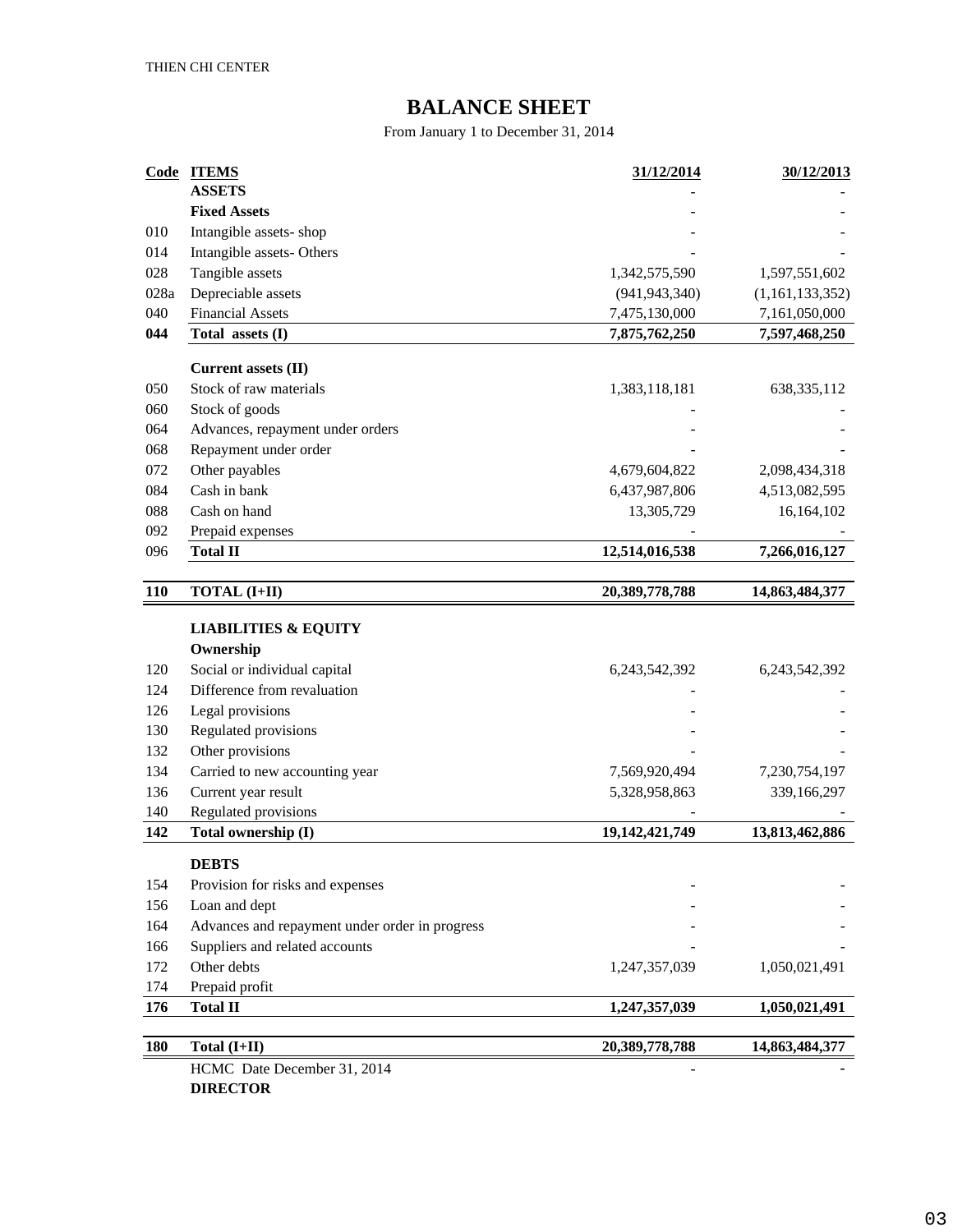THIEN CHI CENTER

# BALANCE SHEET

From January 1 to December 31, 2014

| Code | ITEMS | 31/12/2014 | 30/12/2013 |
|---|---|---|---|
| | **ASSETS** | - | - |
| | **Fixed Assets** | - | - |
| 010 | Intangible assets- shop | - | - |
| 014 | Intangible assets- Others | - | - |
| 028 | Tangible assets | 1,342,575,590 | 1,597,551,602 |
| 028a | Depreciable assets | (941,943,340) | (1,161,133,352) |
| 040 | Financial Assets | 7,475,130,000 | 7,161,050,000 |
| **044** | **Total assets (I)** | **7,875,762,250** | **7,597,468,250** |
| | **Current assets (II)** | | |
| 050 | Stock of raw materials | 1,383,118,181 | 638,335,112 |
| 060 | Stock of goods | - | - |
| 064 | Advances, repayment under orders | - | - |
| 068 | Repayment under order | - | - |
| 072 | Other payables | 4,679,604,822 | 2,098,434,318 |
| 084 | Cash in bank | 6,437,987,806 | 4,513,082,595 |
| 088 | Cash on hand | 13,305,729 | 16,164,102 |
| 092 | Prepaid expenses | - | - |
| 096 | **Total II** | **12,514,016,538** | **7,266,016,127** |
| **110** | **TOTAL (I+II)** | **20,389,778,788** | **14,863,484,377** |
| | **LIABILITIES & EQUITY** | | |
| | **Ownership** | | |
| 120 | Social or individual capital | 6,243,542,392 | 6,243,542,392 |
| 124 | Difference from revaluation | - | - |
| 126 | Legal provisions | - | - |
| 130 | Regulated provisions | - | - |
| 132 | Other provisions | - | - |
| 134 | Carried to new accounting year | 7,569,920,494 | 7,230,754,197 |
| 136 | Current year result | 5,328,958,863 | 339,166,297 |
| 140 | Regulated provisions | - | - |
| **142** | **Total ownership (I)** | **19,142,421,749** | **13,813,462,886** |
| | **DEBTS** | | |
| 154 | Provision for risks and expenses | - | - |
| 156 | Loan and dept | - | - |
| 164 | Advances and repayment under order in progress | - | - |
| 166 | Suppliers and related accounts | - | - |
| 172 | Other debts | 1,247,357,039 | 1,050,021,491 |
| 174 | Prepaid profit | | |
| **176** | **Total II** | **1,247,357,039** | **1,050,021,491** |
| **180** | **Total (I+II)** | **20,389,778,788** | **14,863,484,377** |
| | HCMC Date December 31, 2014 | - | - |

**DIRECTOR**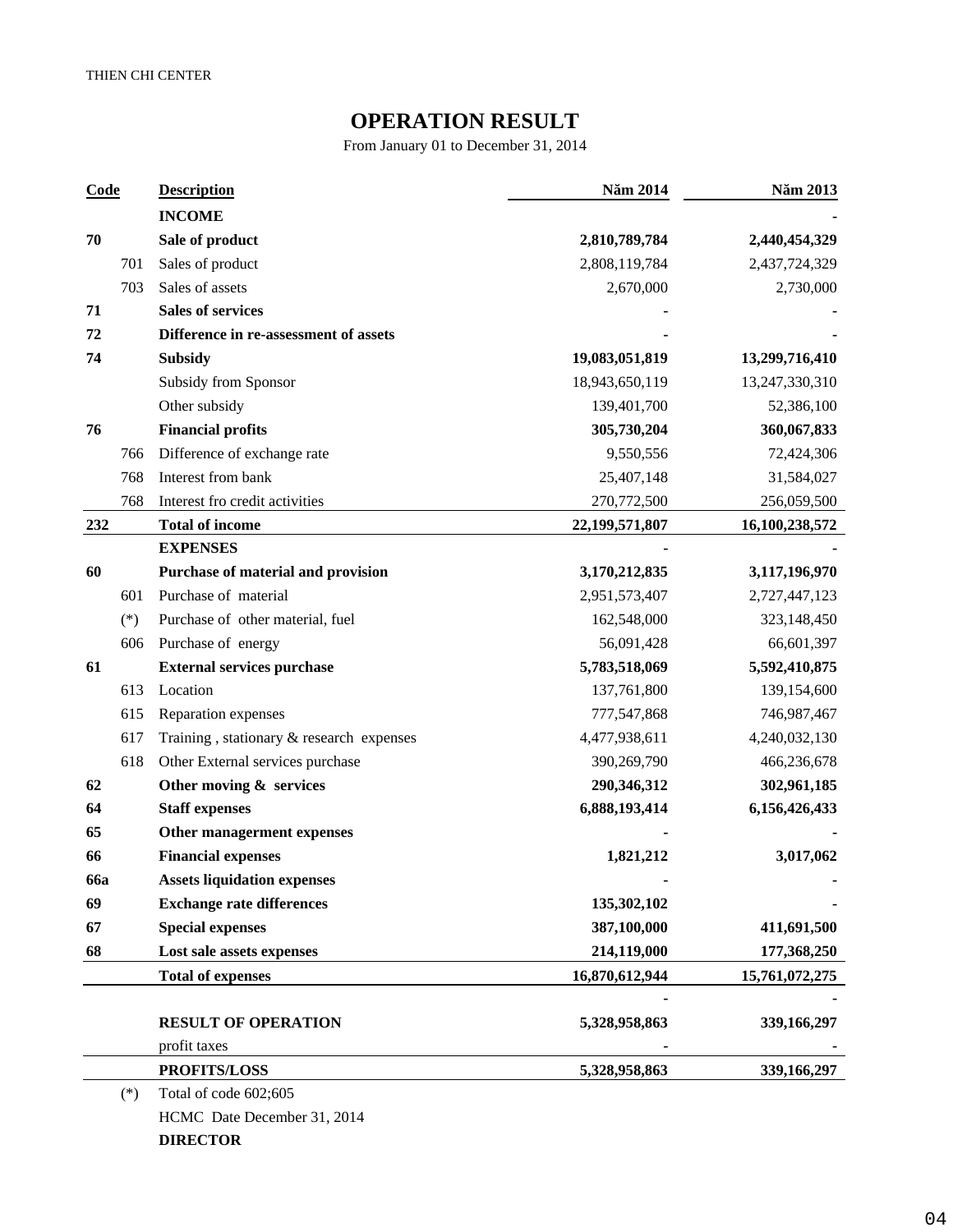THIEN CHI CENTER

# OPERATION RESULT

From January 01 to December 31, 2014

| Code | | Description | Năm 2014 | Năm 2013 |
|---|---|---|---|---|
| | | **INCOME** | | - |
| **70** | | **Sale of product** | **2,810,789,784** | **2,440,454,329** |
| | 701 | Sales of product | 2,808,119,784 | 2,437,724,329 |
| | 703 | Sales of assets | 2,670,000 | 2,730,000 |
| **71** | | **Sales of services** | **-** | - |
| **72** | | **Difference in re-assessment of assets** | **-** | - |
| **74** | | **Subsidy** | **19,083,051,819** | **13,299,716,410** |
| | | Subsidy from Sponsor | 18,943,650,119 | 13,247,330,310 |
| | | Other subsidy | 139,401,700 | 52,386,100 |
| **76** | | **Financial profits** | **305,730,204** | **360,067,833** |
| | 766 | Difference of exchange rate | 9,550,556 | 72,424,306 |
| | 768 | Interest from bank | 25,407,148 | 31,584,027 |
| | 768 | Interest fro credit activities | 270,772,500 | 256,059,500 |
| **232** | | **Total of income** | **22,199,571,807** | **16,100,238,572** |
| | | **EXPENSES** | **-** | - |
| **60** | | **Purchase of material and provision** | **3,170,212,835** | **3,117,196,970** |
| | 601 | Purchase of material | 2,951,573,407 | 2,727,447,123 |
| | (*) | Purchase of other material, fuel | 162,548,000 | 323,148,450 |
| | 606 | Purchase of energy | 56,091,428 | 66,601,397 |
| **61** | | **External services purchase** | **5,783,518,069** | **5,592,410,875** |
| | 613 | Location | 137,761,800 | 139,154,600 |
| | 615 | Reparation expenses | 777,547,868 | 746,987,467 |
| | 617 | Training , stationary & research expenses | 4,477,938,611 | 4,240,032,130 |
| | 618 | Other External services purchase | 390,269,790 | 466,236,678 |
| **62** | | **Other moving & services** | **290,346,312** | **302,961,185** |
| **64** | | **Staff expenses** | **6,888,193,414** | **6,156,426,433** |
| **65** | | **Other managerment expenses** | **-** | **-** |
| **66** | | **Financial expenses** | **1,821,212** | **3,017,062** |
| **66a** | | **Assets liquidation expenses** | **-** | **-** |
| **69** | | **Exchange rate differences** | **135,302,102** | **-** |
| **67** | | **Special expenses** | **387,100,000** | **411,691,500** |
| **68** | | **Lost sale assets expenses** | **214,119,000** | **177,368,250** |
| | | **Total of expenses** | **16,870,612,944** | **15,761,072,275** |
| | | | - | - |
| | | **RESULT OF OPERATION** | **5,328,958,863** | **339,166,297** |
| | | profit taxes | - | - |
| | | **PROFITS/LOSS** | **5,328,958,863** | **339,166,297** |

(*) Total of code 602;605

HCMC Date December 31, 2014

**DIRECTOR**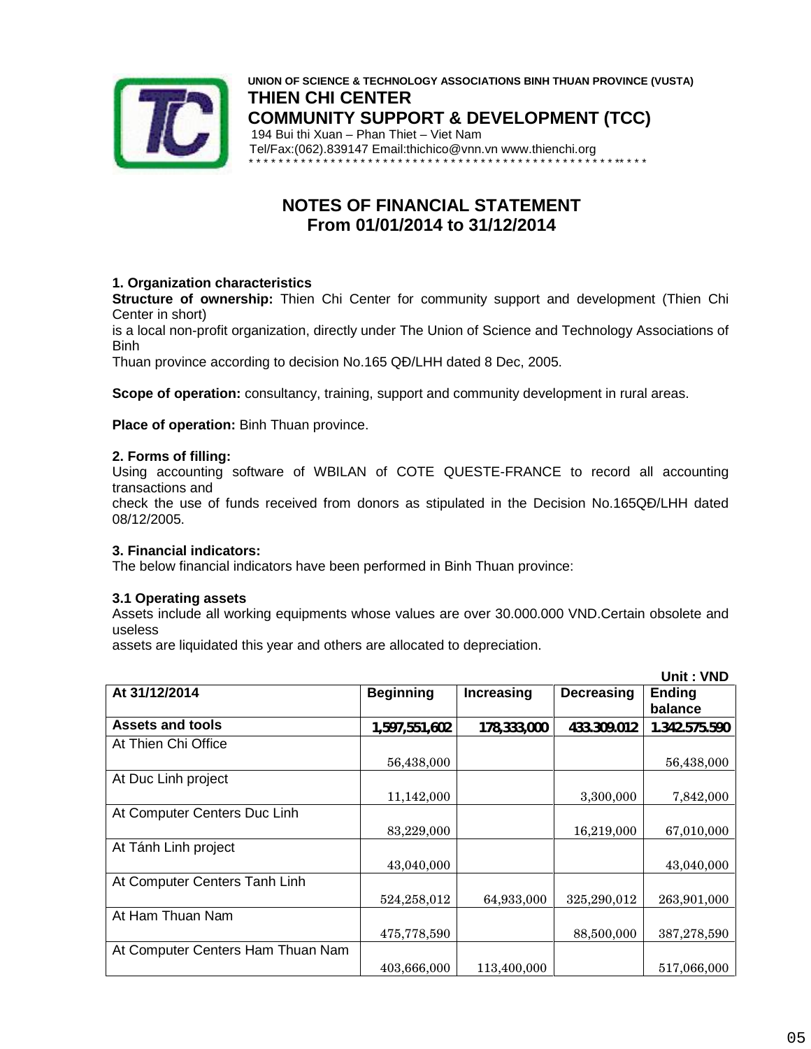**UNION OF SCIENCE & TECHNOLOGY ASSOCIATIONS BINH THUAN PROVINCE (VUSTA)**
**THIEN CHI CENTER**
**COMMUNITY SUPPORT & DEVELOPMENT (TCC)**
194 Bui thi Xuan – Phan Thiet – Viet Nam
Tel/Fax:(062).839147 Email:thichico@vnn.vn www.thienchi.org

# NOTES OF FINANCIAL STATEMENT
## From 01/01/2014 to 31/12/2014

### 1. Organization characteristics

**Structure of ownership:** Thien Chi Center for community support and development (Thien Chi Center in short)
is a local non-profit organization, directly under The Union of Science and Technology Associations of Binh
Thuan province according to decision No.165 QĐ/LHH dated 8 Dec, 2005.

**Scope of operation:** consultancy, training, support and community development in rural areas.

**Place of operation:** Binh Thuan province.

### 2. Forms of filling:

Using accounting software of WBILAN of COTE QUESTE-FRANCE to record all accounting transactions and
check the use of funds received from donors as stipulated in the Decision No.165QĐ/LHH dated 08/12/2005.

### 3. Financial indicators:

The below financial indicators have been performed in Binh Thuan province:

#### 3.1 Operating assets

Assets include all working equipments whose values are over 30.000.000 VND.Certain obsolete and useless
assets are liquidated this year and others are allocated to depreciation.

Unit : VND

| At 31/12/2014 | Beginning | Increasing | Decreasing | Ending balance |
|---|---|---|---|---|
| **Assets and tools** | **1,597,551,602** | **178,333,000** | **433.309.012** | **1.342.575.590** |
| At Thien Chi Office | 56,438,000 | | | 56,438,000 |
| At Duc Linh project | 11,142,000 | | 3,300,000 | 7,842,000 |
| At Computer Centers Duc Linh | 83,229,000 | | 16,219,000 | 67,010,000 |
| At Tánh Linh project | 43,040,000 | | | 43,040,000 |
| At Computer Centers Tanh Linh | 524,258,012 | 64,933,000 | 325,290,012 | 263,901,000 |
| At Ham Thuan Nam | 475,778,590 | | 88,500,000 | 387,278,590 |
| At Computer Centers Ham Thuan Nam | 403,666,000 | 113,400,000 | | 517,066,000 |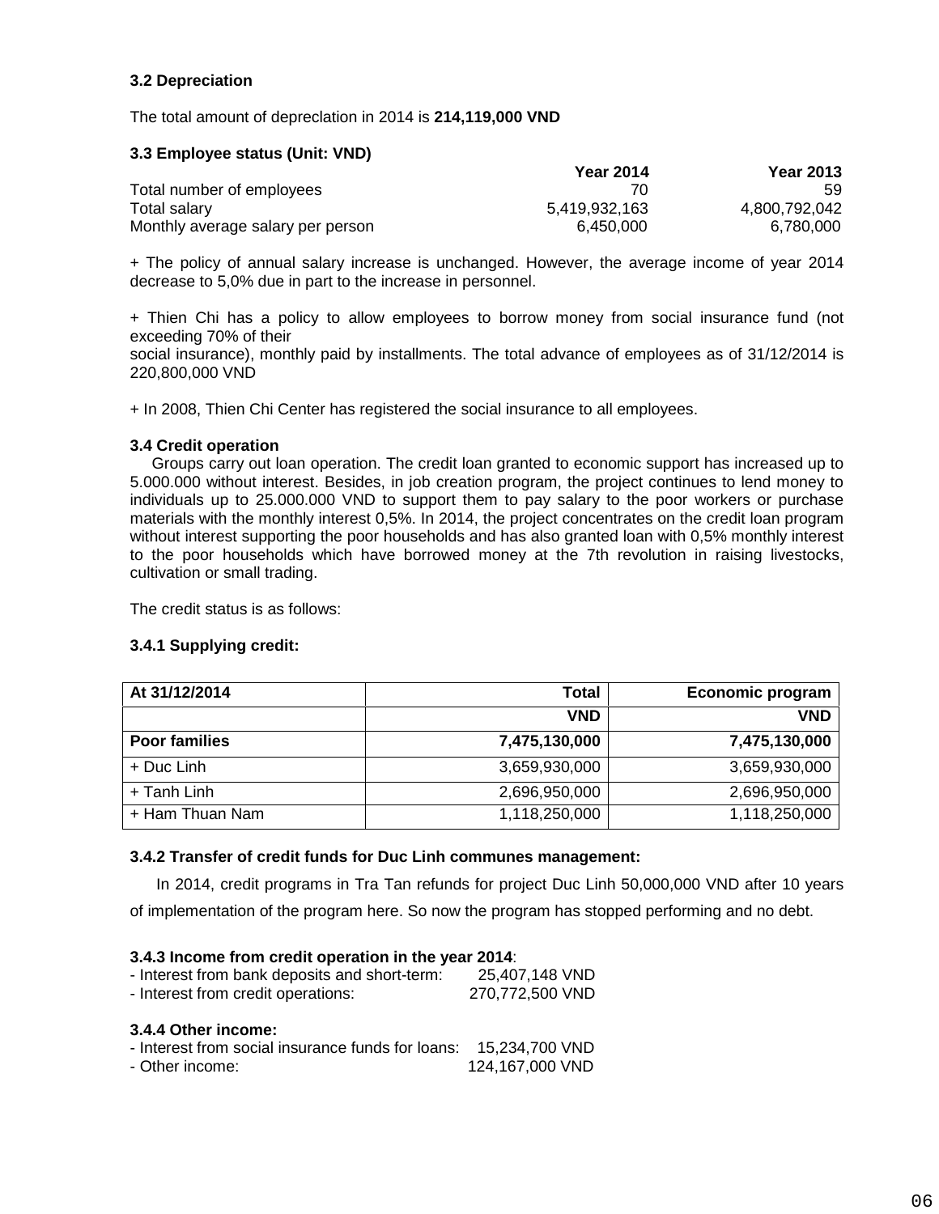### 3.2 Depreciation

The total amount of depreclation in 2014 is **214,119,000 VND**

### 3.3 Employee status (Unit: VND)

| | Year 2014 | Year 2013 |
|---|---|---|
| Total number of employees | 70 | 59 |
| Total salary | 5,419,932,163 | 4,800,792,042 |
| Monthly average salary per person | 6,450,000 | 6,780,000 |

+ The policy of annual salary increase is unchanged. However, the average income of year 2014 decrease to 5,0% due in part to the increase in personnel.

+ Thien Chi has a policy to allow employees to borrow money from social insurance fund (not exceeding 70% of their
social insurance), monthly paid by installments. The total advance of employees as of 31/12/2014 is 220,800,000 VND

+ In 2008, Thien Chi Center has registered the social insurance to all employees.

### 3.4 Credit operation

Groups carry out loan operation. The credit loan granted to economic support has increased up to 5.000.000 without interest. Besides, in job creation program, the project continues to lend money to individuals up to 25.000.000 VND to support them to pay salary to the poor workers or purchase materials with the monthly interest 0,5%. In 2014, the project concentrates on the credit loan program without interest supporting the poor households and has also granted loan with 0,5% monthly interest to the poor households which have borrowed money at the 7th revolution in raising livestocks, cultivation or small trading.

The credit status is as follows:

#### 3.4.1 Supplying credit:

| At 31/12/2014 | Total | Economic program |
|---|---|---|
| | **VND** | **VND** |
| **Poor families** | **7,475,130,000** | **7,475,130,000** |
| + Duc Linh | 3,659,930,000 | 3,659,930,000 |
| + Tanh Linh | 2,696,950,000 | 2,696,950,000 |
| + Ham Thuan Nam | 1,118,250,000 | 1,118,250,000 |

#### 3.4.2 Transfer of credit funds for Duc Linh communes management:

In 2014, credit programs in Tra Tan refunds for project Duc Linh 50,000,000 VND after 10 years of implementation of the program here. So now the program has stopped performing and no debt.

#### 3.4.3 Income from credit operation in the year 2014:

- Interest from bank deposits and short-term: 25,407,148 VND
- Interest from credit operations: 270,772,500 VND

#### 3.4.4 Other income:

- Interest from social insurance funds for loans: 15,234,700 VND
- Other income: 124,167,000 VND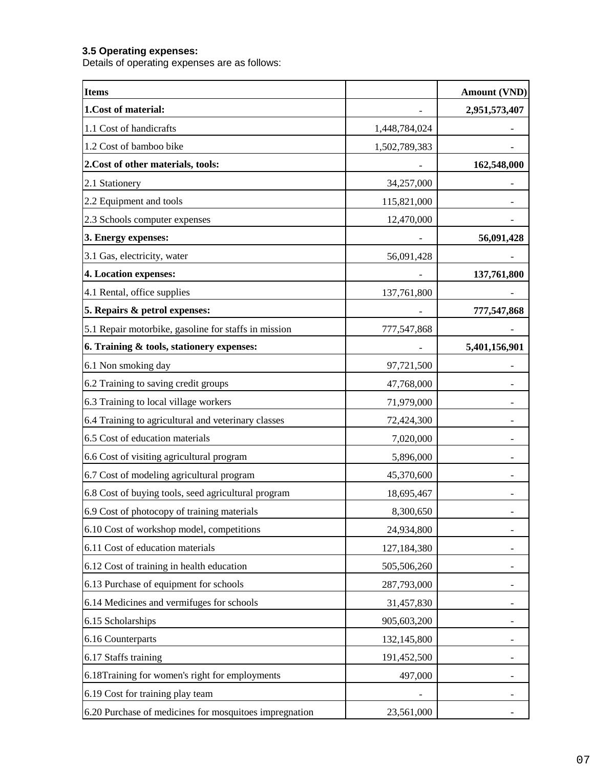### 3.5 Operating expenses:

Details of operating expenses are as follows:

| Items | | Amount (VND) |
|---|---|---|
| **1.Cost of material:** | - | **2,951,573,407** |
| 1.1 Cost of handicrafts | 1,448,784,024 | - |
| 1.2 Cost of bamboo bike | 1,502,789,383 | - |
| **2.Cost of other materials, tools:** | - | **162,548,000** |
| 2.1 Stationery | 34,257,000 | - |
| 2.2 Equipment and tools | 115,821,000 | - |
| 2.3 Schools computer expenses | 12,470,000 | - |
| **3. Energy expenses:** | - | **56,091,428** |
| 3.1 Gas, electricity, water | 56,091,428 | - |
| **4. Location expenses:** | - | **137,761,800** |
| 4.1 Rental, office supplies | 137,761,800 | - |
| **5. Repairs & petrol expenses:** | - | **777,547,868** |
| 5.1 Repair motorbike, gasoline for staffs in mission | 777,547,868 | - |
| **6. Training & tools, stationery expenses:** | - | **5,401,156,901** |
| 6.1 Non smoking day | 97,721,500 | - |
| 6.2 Training to saving credit groups | 47,768,000 | - |
| 6.3 Training to local village workers | 71,979,000 | - |
| 6.4 Training to agricultural and veterinary classes | 72,424,300 | - |
| 6.5 Cost of education materials | 7,020,000 | - |
| 6.6 Cost of visiting agricultural program | 5,896,000 | - |
| 6.7 Cost of modeling agricultural program | 45,370,600 | - |
| 6.8 Cost of buying tools, seed agricultural program | 18,695,467 | - |
| 6.9 Cost of photocopy of training materials | 8,300,650 | - |
| 6.10 Cost of workshop model, competitions | 24,934,800 | - |
| 6.11 Cost of education materials | 127,184,380 | - |
| 6.12 Cost of training in health education | 505,506,260 | - |
| 6.13 Purchase of equipment for schools | 287,793,000 | - |
| 6.14 Medicines and vermifuges for schools | 31,457,830 | - |
| 6.15 Scholarships | 905,603,200 | - |
| 6.16 Counterparts | 132,145,800 | - |
| 6.17 Staffs training | 191,452,500 | - |
| 6.18Training for women's right for employments | 497,000 | - |
| 6.19 Cost for training play team | - | - |
| 6.20 Purchase of medicines for mosquitoes impregnation | 23,561,000 | - |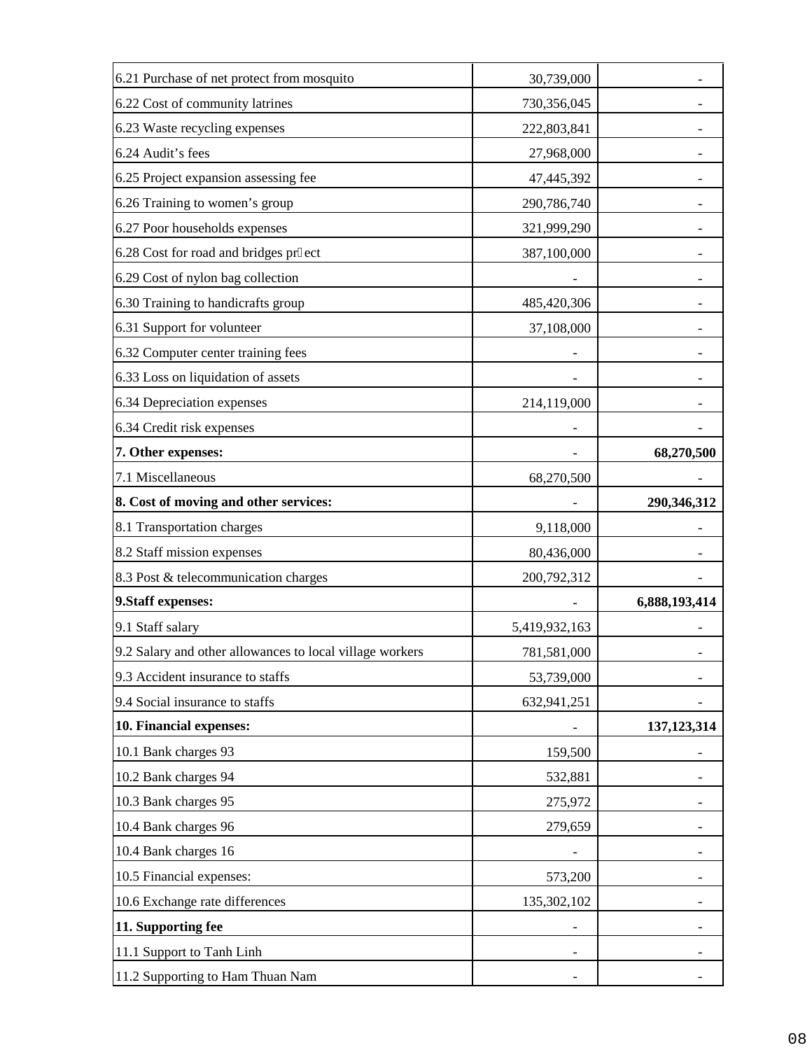| | | |
|---|---:|---:|
| 6.21 Purchase of net protect from mosquito | 30,739,000 | - |
| 6.22 Cost of community latrines | 730,356,045 | - |
| 6.23 Waste recycling expenses | 222,803,841 | - |
| 6.24 Audit’s fees | 27,968,000 | - |
| 6.25 Project expansion assessing fee | 47,445,392 | - |
| 6.26 Training to women’s group | 290,786,740 | - |
| 6.27 Poor households expenses | 321,999,290 | - |
| 6.28 Cost for road and bridges pr�ect | 387,100,000 | - |
| 6.29 Cost of nylon bag collection | - | - |
| 6.30 Training to handicrafts group | 485,420,306 | - |
| 6.31 Support for volunteer | 37,108,000 | - |
| 6.32 Computer center training fees | - | - |
| 6.33 Loss on liquidation of assets | - | - |
| 6.34 Depreciation expenses | 214,119,000 | - |
| 6.34 Credit risk expenses | - | - |
| **7. Other expenses:** | - | **68,270,500** |
| 7.1 Miscellaneous | 68,270,500 | - |
| **8. Cost of moving and other services:** | - | **290,346,312** |
| 8.1 Transportation charges | 9,118,000 | - |
| 8.2 Staff mission expenses | 80,436,000 | - |
| 8.3 Post & telecommunication charges | 200,792,312 | - |
| **9.Staff expenses:** | - | **6,888,193,414** |
| 9.1 Staff salary | 5,419,932,163 | - |
| 9.2 Salary and other allowances to local village workers | 781,581,000 | - |
| 9.3 Accident insurance to staffs | 53,739,000 | - |
| 9.4 Social insurance to staffs | 632,941,251 | - |
| **10. Financial expenses:** | - | **137,123,314** |
| 10.1 Bank charges 93 | 159,500 | - |
| 10.2 Bank charges 94 | 532,881 | - |
| 10.3 Bank charges 95 | 275,972 | - |
| 10.4 Bank charges 96 | 279,659 | - |
| 10.4 Bank charges 16 | - | - |
| 10.5 Financial expenses: | 573,200 | - |
| 10.6 Exchange rate differences | 135,302,102 | - |
| **11. Supporting fee** | - | - |
| 11.1 Support to Tanh Linh | - | - |
| 11.2 Supporting to Ham Thuan Nam | - | - |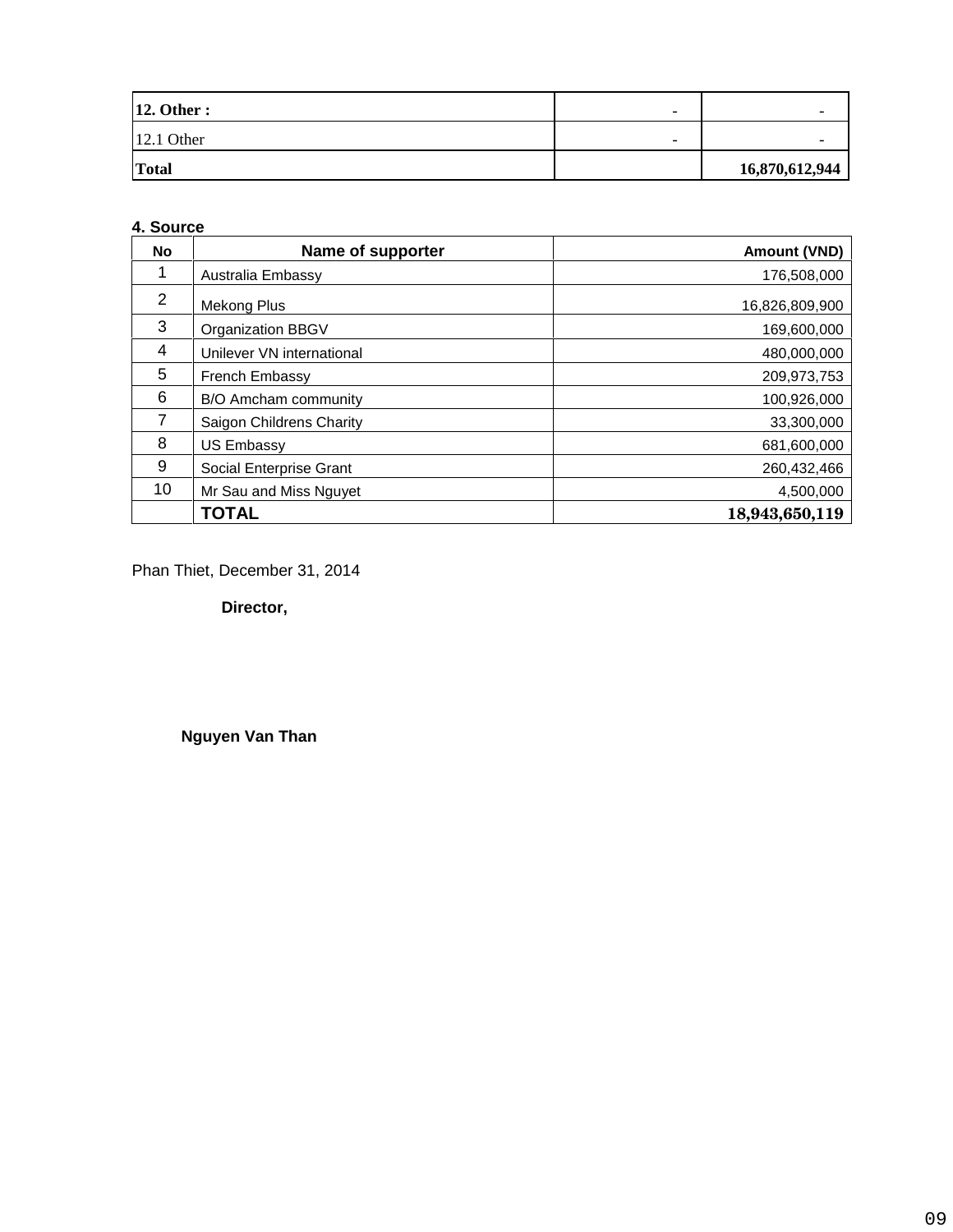| | | |
|---|---|---|
| **12. Other :** | - | - |
| 12.1 Other | - | - |
| **Total** | | **16,870,612,944** |

**4. Source**

| No | Name of supporter | Amount (VND) |
|---|---|---|
| 1 | Australia Embassy | 176,508,000 |
| 2 | Mekong Plus | 16,826,809,900 |
| 3 | Organization BBGV | 169,600,000 |
| 4 | Unilever VN international | 480,000,000 |
| 5 | French Embassy | 209,973,753 |
| 6 | B/O Amcham community | 100,926,000 |
| 7 | Saigon Childrens Charity | 33,300,000 |
| 8 | US Embassy | 681,600,000 |
| 9 | Social Enterprise Grant | 260,432,466 |
| 10 | Mr Sau and Miss Nguyet | 4,500,000 |
| | **TOTAL** | **18,943,650,119** |

Phan Thiet, December 31, 2014

**Director,**

**Nguyen Van Than**